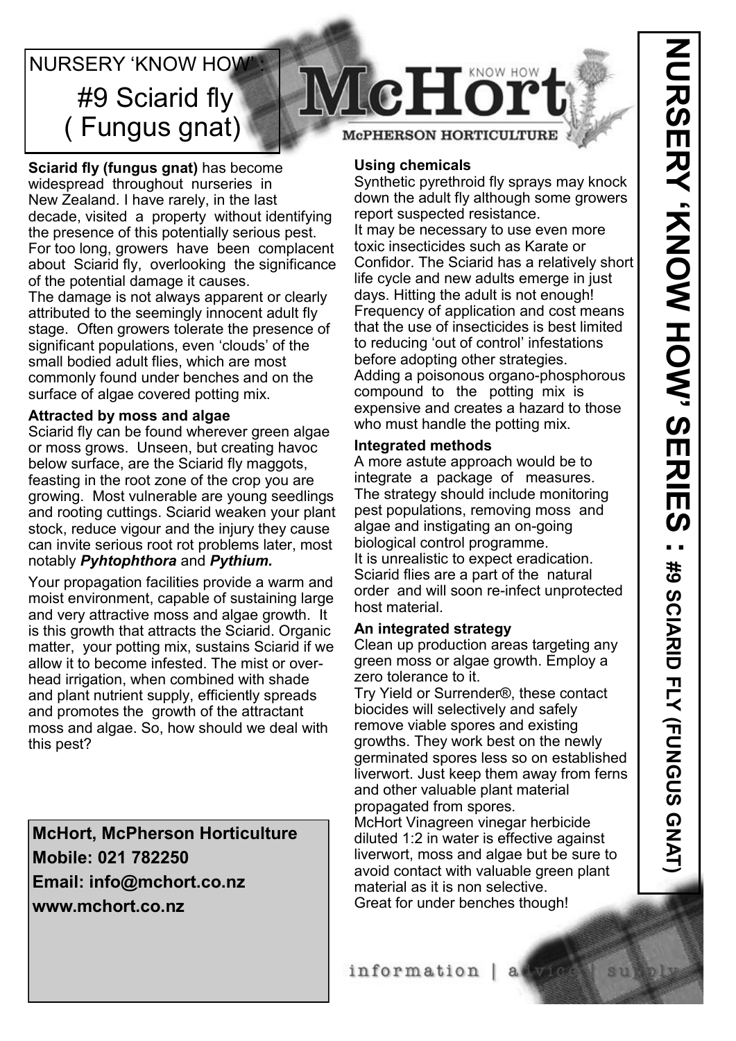# NURSERY 'KNOW HOW':
## #9 Sciarid fly ( Fungus gnat)

McHort KNOW HOW
McPHERSON HORTICULTURE

NURSERY 'KNOW HOW' SERIES : #9 SCIARID FLY (FUNGUS GNAT)

**Sciarid fly (fungus gnat)** has become widespread throughout nurseries in New Zealand. I have rarely, in the last decade, visited a property without identifying the presence of this potentially serious pest. For too long, growers have been complacent about Sciarid fly, overlooking the significance of the potential damage it causes.

The damage is not always apparent or clearly attributed to the seemingly innocent adult fly stage. Often growers tolerate the presence of significant populations, even 'clouds' of the small bodied adult flies, which are most commonly found under benches and on the surface of algae covered potting mix.

### Attracted by moss and algae

Sciarid fly can be found wherever green algae or moss grows. Unseen, but creating havoc below surface, are the Sciarid fly maggots, feasting in the root zone of the crop you are growing. Most vulnerable are young seedlings and rooting cuttings. Sciarid weaken your plant stock, reduce vigour and the injury they cause can invite serious root rot problems later, most notably ***Pyhtophthora*** and ***Pythium.***

Your propagation facilities provide a warm and moist environment, capable of sustaining large and very attractive moss and algae growth. It is this growth that attracts the Sciarid. Organic matter, your potting mix, sustains Sciarid if we allow it to become infested. The mist or overhead irrigation, when combined with shade and plant nutrient supply, efficiently spreads and promotes the growth of the attractant moss and algae. So, how should we deal with this pest?

**McHort, McPherson Horticulture**
**Mobile: 021 782250**
**Email: info@mchort.co.nz**
**www.mchort.co.nz**

### Using chemicals

Synthetic pyrethroid fly sprays may knock down the adult fly although some growers report suspected resistance.

It may be necessary to use even more toxic insecticides such as Karate or Confidor. The Sciarid has a relatively short life cycle and new adults emerge in just days. Hitting the adult is not enough! Frequency of application and cost means that the use of insecticides is best limited to reducing 'out of control' infestations before adopting other strategies.

Adding a poisonous organo-phosphorous compound to the potting mix is expensive and creates a hazard to those who must handle the potting mix.

### Integrated methods

A more astute approach would be to integrate a package of measures. The strategy should include monitoring pest populations, removing moss and algae and instigating an on-going biological control programme.

It is unrealistic to expect eradication. Sciarid flies are a part of the natural order and will soon re-infect unprotected host material.

### An integrated strategy

Clean up production areas targeting any green moss or algae growth. Employ a zero tolerance to it.

Try Yield or Surrender®, these contact biocides will selectively and safely remove viable spores and existing growths. They work best on the newly germinated spores less so on established liverwort. Just keep them away from ferns and other valuable plant material propagated from spores.

McHort Vinagreen vinegar herbicide diluted 1:2 in water is effective against liverwort, moss and algae but be sure to avoid contact with valuable green plant material as it is non selective.

Great for under benches though!

information | advice | supply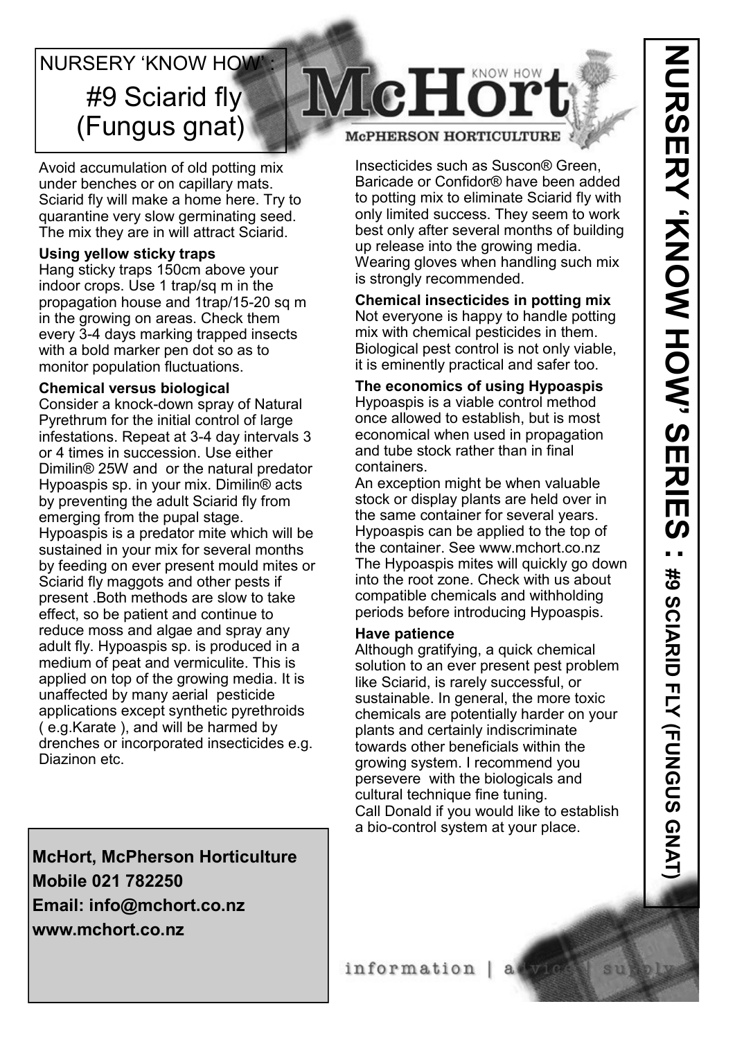NURSERY 'KNOW HOW' :

# #9 Sciarid fly (Fungus gnat)

McHort KNOW HOW

McPHERSON HORTICULTURE

Avoid accumulation of old potting mix under benches or on capillary mats. Sciarid fly will make a home here. Try to quarantine very slow germinating seed. The mix they are in will attract Sciarid.

**Using yellow sticky traps**

Hang sticky traps 150cm above your indoor crops. Use 1 trap/sq m in the propagation house and 1trap/15-20 sq m in the growing on areas. Check them every 3-4 days marking trapped insects with a bold marker pen dot so as to monitor population fluctuations.

**Chemical versus biological**

Consider a knock-down spray of Natural Pyrethrum for the initial control of large infestations. Repeat at 3-4 day intervals 3 or 4 times in succession. Use either Dimilin® 25W and or the natural predator Hypoaspis sp. in your mix. Dimilin® acts by preventing the adult Sciarid fly from emerging from the pupal stage. Hypoaspis is a predator mite which will be sustained in your mix for several months by feeding on ever present mould mites or Sciarid fly maggots and other pests if present .Both methods are slow to take effect, so be patient and continue to reduce moss and algae and spray any adult fly. Hypoaspis sp. is produced in a medium of peat and vermiculite. This is applied on top of the growing media. It is unaffected by many aerial pesticide applications except synthetic pyrethroids ( e.g.Karate ), and will be harmed by drenches or incorporated insecticides e.g. Diazinon etc.

Insecticides such as Suscon® Green, Baricade or Confidor® have been added to potting mix to eliminate Sciarid fly with only limited success. They seem to work best only after several months of building up release into the growing media. Wearing gloves when handling such mix is strongly recommended.

**Chemical insecticides in potting mix**

Not everyone is happy to handle potting mix with chemical pesticides in them. Biological pest control is not only viable, it is eminently practical and safer too.

**The economics of using Hypoaspis**

Hypoaspis is a viable control method once allowed to establish, but is most economical when used in propagation and tube stock rather than in final containers.

An exception might be when valuable stock or display plants are held over in the same container for several years. Hypoaspis can be applied to the top of the container. See www.mchort.co.nz The Hypoaspis mites will quickly go down into the root zone. Check with us about compatible chemicals and withholding periods before introducing Hypoaspis.

**Have patience**

Although gratifying, a quick chemical solution to an ever present pest problem like Sciarid, is rarely successful, or sustainable. In general, the more toxic chemicals are potentially harder on your plants and certainly indiscriminate towards other beneficials within the growing system. I recommend you persevere with the biologicals and cultural technique fine tuning.

Call Donald if you would like to establish a bio-control system at your place.

**McHort, McPherson Horticulture**
**Mobile 021 782250**
**Email: info@mchort.co.nz**
**www.mchort.co.nz**

information | advice | supply

NURSERY 'KNOW HOW' SERIES : #9 SCIARID FLY (FUNGUS GNAT)